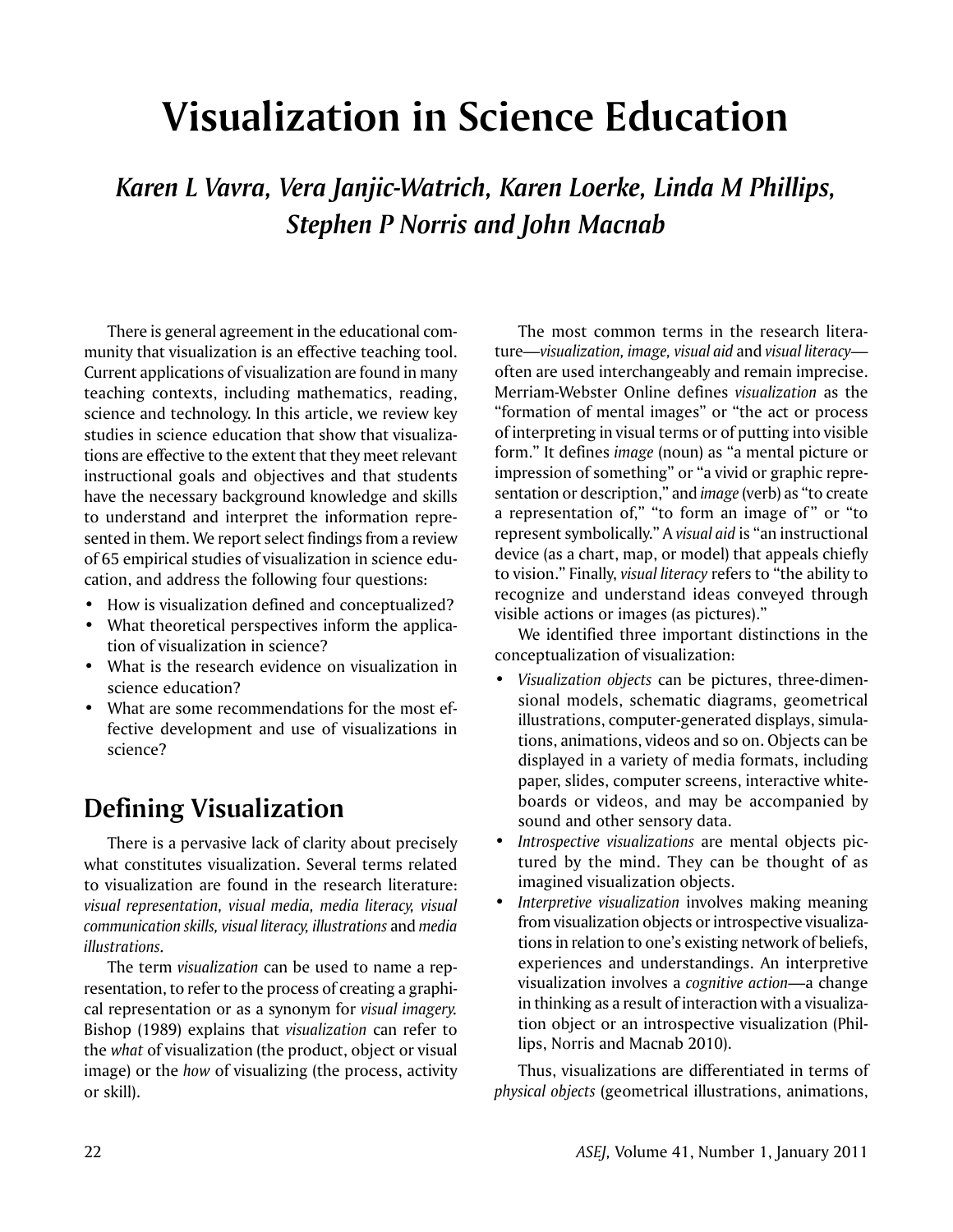# Visualization in Science Education

*Karen L Vavra, Vera Janjic-Watrich, Karen Loerke, Linda M Phillips, Stephen P Norris and John Macnab*

There is general agreement in the educational community that visualization is an effective teaching tool. Current applications of visualization are found in many teaching contexts, including mathematics, reading, science and technology. In this article, we review key studies in science education that show that visualizations are effective to the extent that they meet relevant instructional goals and objectives and that students have the necessary background knowledge and skills to understand and interpret the information represented in them. We report select findings from a review of 65 empirical studies of visualization in science education, and address the following four questions:

- How is visualization defined and conceptualized?
- What theoretical perspectives inform the application of visualization in science?
- What is the research evidence on visualization in science education?
- What are some recommendations for the most effective development and use of visualizations in science?

## Defining Visualization

There is a pervasive lack of clarity about precisely what constitutes visualization. Several terms related to visualization are found in the research literature: *visual representation, visual media, media literacy, visual communication skills, visual literacy, illustrations* and *media illustrations*.

The term *visualization* can be used to name a representation, to refer to the process of creating a graphical representation or as a synonym for *visual imagery*. Bishop (1989) explains that *visualization* can refer to the *what* of visualization (the product, object or visual image) or the *how* of visualizing (the process, activity or skill).

The most common terms in the research literature—*visualization, image, visual aid* and *visual literacy*—often are used interchangeably and remain imprecise. Merriam-Webster Online defines *visualization* as the "formation of mental images" or "the act or process of interpreting in visual terms or of putting into visible form." It defines *image* (noun) as "a mental picture or impression of something" or "a vivid or graphic representation or description," and *image* (verb) as "to create a representation of," "to form an image of" or "to represent symbolically." A *visual aid* is "an instructional device (as a chart, map, or model) that appeals chiefly to vision." Finally, *visual literacy* refers to "the ability to recognize and understand ideas conveyed through visible actions or images (as pictures)."

We identified three important distinctions in the conceptualization of visualization:

- *Visualization objects* can be pictures, three-dimensional models, schematic diagrams, geometrical illustrations, computer-generated displays, simulations, animations, videos and so on. Objects can be displayed in a variety of media formats, including paper, slides, computer screens, interactive whiteboards or videos, and may be accompanied by sound and other sensory data.
- *Introspective visualizations* are mental objects pictured by the mind. They can be thought of as imagined visualization objects.
- *Interpretive visualization* involves making meaning from visualization objects or introspective visualizations in relation to one's existing network of beliefs, experiences and understandings. An interpretive visualization involves a *cognitive action*—a change in thinking as a result of interaction with a visualization object or an introspective visualization (Phillips, Norris and Macnab 2010).

Thus, visualizations are differentiated in terms of *physical objects* (geometrical illustrations, animations,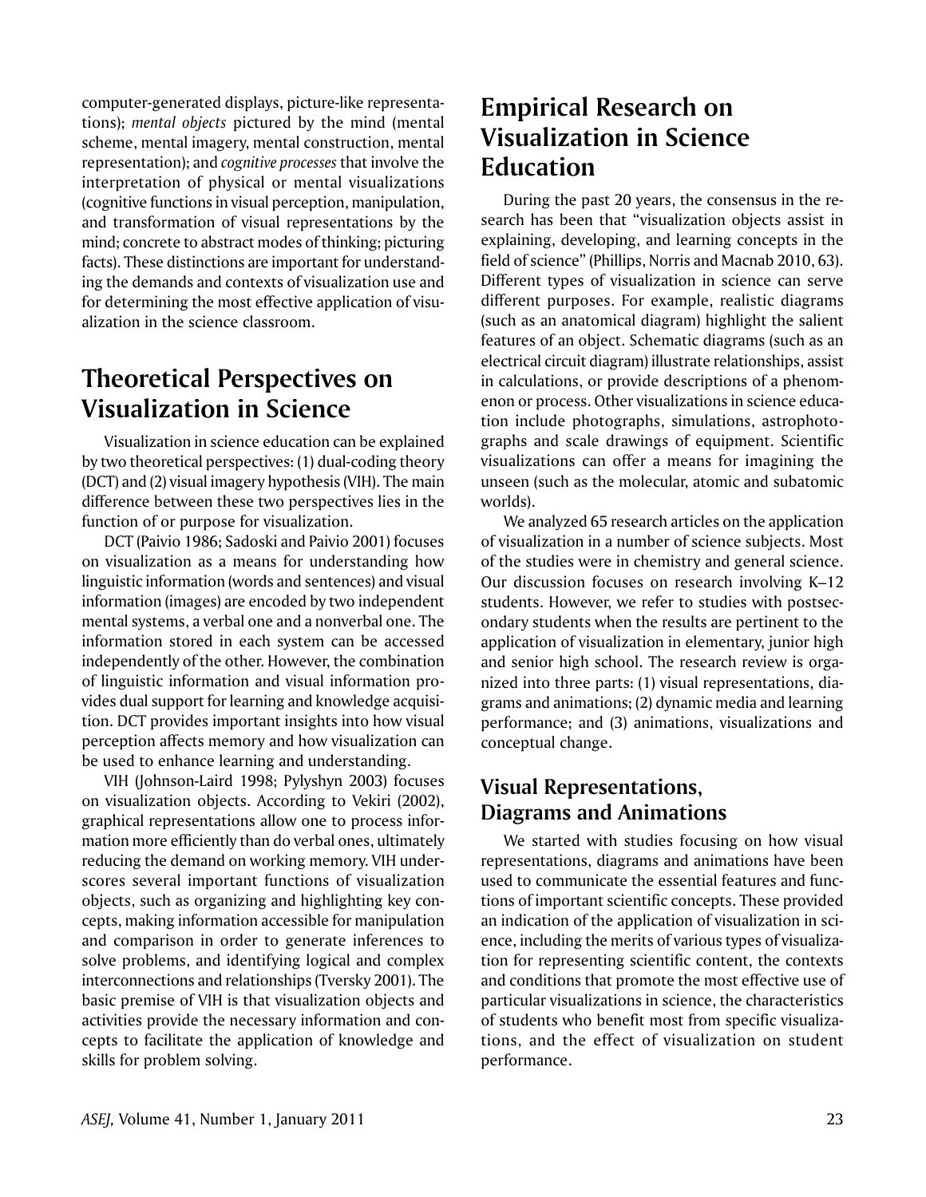computer-generated displays, picture-like representations); *mental objects* pictured by the mind (mental scheme, mental imagery, mental construction, mental representation); and *cognitive processes* that involve the interpretation of physical or mental visualizations (cognitive functions in visual perception, manipulation, and transformation of visual representations by the mind; concrete to abstract modes of thinking; picturing facts). These distinctions are important for understanding the demands and contexts of visualization use and for determining the most effective application of visualization in the science classroom.

## Theoretical Perspectives on Visualization in Science

Visualization in science education can be explained by two theoretical perspectives: (1) dual-coding theory (DCT) and (2) visual imagery hypothesis (VIH). The main difference between these two perspectives lies in the function of or purpose for visualization.

DCT (Paivio 1986; Sadoski and Paivio 2001) focuses on visualization as a means for understanding how linguistic information (words and sentences) and visual information (images) are encoded by two independent mental systems, a verbal one and a nonverbal one. The information stored in each system can be accessed independently of the other. However, the combination of linguistic information and visual information provides dual support for learning and knowledge acquisition. DCT provides important insights into how visual perception affects memory and how visualization can be used to enhance learning and understanding.

VIH (Johnson-Laird 1998; Pylyshyn 2003) focuses on visualization objects. According to Vekiri (2002), graphical representations allow one to process information more efficiently than do verbal ones, ultimately reducing the demand on working memory. VIH underscores several important functions of visualization objects, such as organizing and highlighting key concepts, making information accessible for manipulation and comparison in order to generate inferences to solve problems, and identifying logical and complex interconnections and relationships (Tversky 2001). The basic premise of VIH is that visualization objects and activities provide the necessary information and concepts to facilitate the application of knowledge and skills for problem solving.

## Empirical Research on Visualization in Science Education

During the past 20 years, the consensus in the research has been that "visualization objects assist in explaining, developing, and learning concepts in the field of science" (Phillips, Norris and Macnab 2010, 63). Different types of visualization in science can serve different purposes. For example, realistic diagrams (such as an anatomical diagram) highlight the salient features of an object. Schematic diagrams (such as an electrical circuit diagram) illustrate relationships, assist in calculations, or provide descriptions of a phenomenon or process. Other visualizations in science education include photographs, simulations, astrophotographs and scale drawings of equipment. Scientific visualizations can offer a means for imagining the unseen (such as the molecular, atomic and subatomic worlds).

We analyzed 65 research articles on the application of visualization in a number of science subjects. Most of the studies were in chemistry and general science. Our discussion focuses on research involving K–12 students. However, we refer to studies with postsecondary students when the results are pertinent to the application of visualization in elementary, junior high and senior high school. The research review is organized into three parts: (1) visual representations, diagrams and animations; (2) dynamic media and learning performance; and (3) animations, visualizations and conceptual change.

### Visual Representations, Diagrams and Animations

We started with studies focusing on how visual representations, diagrams and animations have been used to communicate the essential features and functions of important scientific concepts. These provided an indication of the application of visualization in science, including the merits of various types of visualization for representing scientific content, the contexts and conditions that promote the most effective use of particular visualizations in science, the characteristics of students who benefit most from specific visualizations, and the effect of visualization on student performance.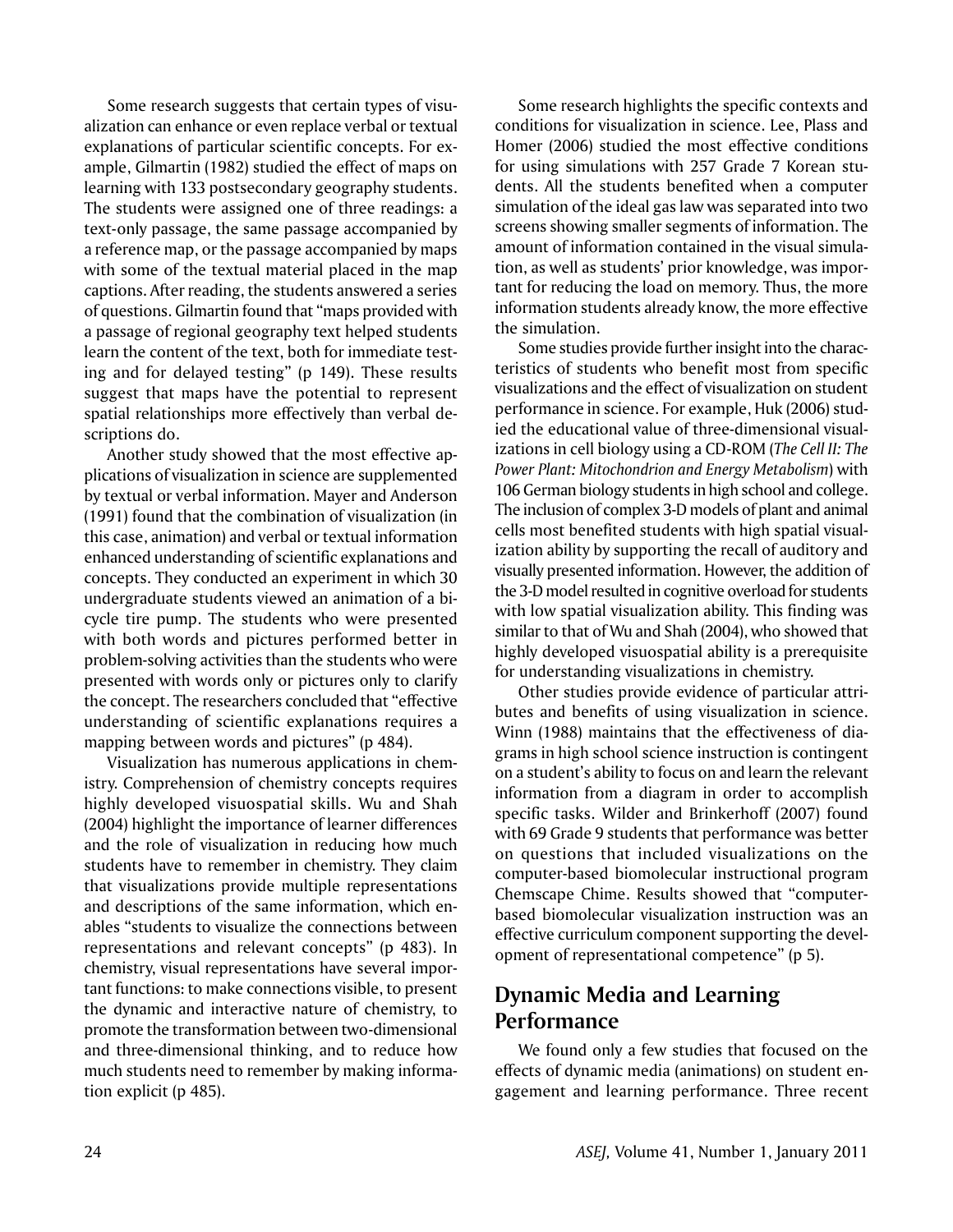Some research suggests that certain types of visualization can enhance or even replace verbal or textual explanations of particular scientific concepts. For example, Gilmartin (1982) studied the effect of maps on learning with 133 postsecondary geography students. The students were assigned one of three readings: a text-only passage, the same passage accompanied by a reference map, or the passage accompanied by maps with some of the textual material placed in the map captions. After reading, the students answered a series of questions. Gilmartin found that "maps provided with a passage of regional geography text helped students learn the content of the text, both for immediate testing and for delayed testing" (p 149). These results suggest that maps have the potential to represent spatial relationships more effectively than verbal descriptions do.

Another study showed that the most effective applications of visualization in science are supplemented by textual or verbal information. Mayer and Anderson (1991) found that the combination of visualization (in this case, animation) and verbal or textual information enhanced understanding of scientific explanations and concepts. They conducted an experiment in which 30 undergraduate students viewed an animation of a bicycle tire pump. The students who were presented with both words and pictures performed better in problem-solving activities than the students who were presented with words only or pictures only to clarify the concept. The researchers concluded that "effective understanding of scientific explanations requires a mapping between words and pictures" (p 484).

Visualization has numerous applications in chemistry. Comprehension of chemistry concepts requires highly developed visuospatial skills. Wu and Shah (2004) highlight the importance of learner differences and the role of visualization in reducing how much students have to remember in chemistry. They claim that visualizations provide multiple representations and descriptions of the same information, which enables "students to visualize the connections between representations and relevant concepts" (p 483). In chemistry, visual representations have several important functions: to make connections visible, to present the dynamic and interactive nature of chemistry, to promote the transformation between two-dimensional and three-dimensional thinking, and to reduce how much students need to remember by making information explicit (p 485).

Some research highlights the specific contexts and conditions for visualization in science. Lee, Plass and Homer (2006) studied the most effective conditions for using simulations with 257 Grade 7 Korean students. All the students benefited when a computer simulation of the ideal gas law was separated into two screens showing smaller segments of information. The amount of information contained in the visual simulation, as well as students' prior knowledge, was important for reducing the load on memory. Thus, the more information students already know, the more effective the simulation.

Some studies provide further insight into the characteristics of students who benefit most from specific visualizations and the effect of visualization on student performance in science. For example, Huk (2006) studied the educational value of three-dimensional visualizations in cell biology using a CD-ROM (*The Cell II: The Power Plant: Mitochondrion and Energy Metabolism*) with 106 German biology students in high school and college. The inclusion of complex 3-D models of plant and animal cells most benefited students with high spatial visualization ability by supporting the recall of auditory and visually presented information. However, the addition of the 3-D model resulted in cognitive overload for students with low spatial visualization ability. This finding was similar to that of Wu and Shah (2004), who showed that highly developed visuospatial ability is a prerequisite for understanding visualizations in chemistry.

Other studies provide evidence of particular attributes and benefits of using visualization in science. Winn (1988) maintains that the effectiveness of diagrams in high school science instruction is contingent on a student's ability to focus on and learn the relevant information from a diagram in order to accomplish specific tasks. Wilder and Brinkerhoff (2007) found with 69 Grade 9 students that performance was better on questions that included visualizations on the computer-based biomolecular instructional program Chemscape Chime. Results showed that "computer-based biomolecular visualization instruction was an effective curriculum component supporting the development of representational competence" (p 5).

## Dynamic Media and Learning Performance

We found only a few studies that focused on the effects of dynamic media (animations) on student engagement and learning performance. Three recent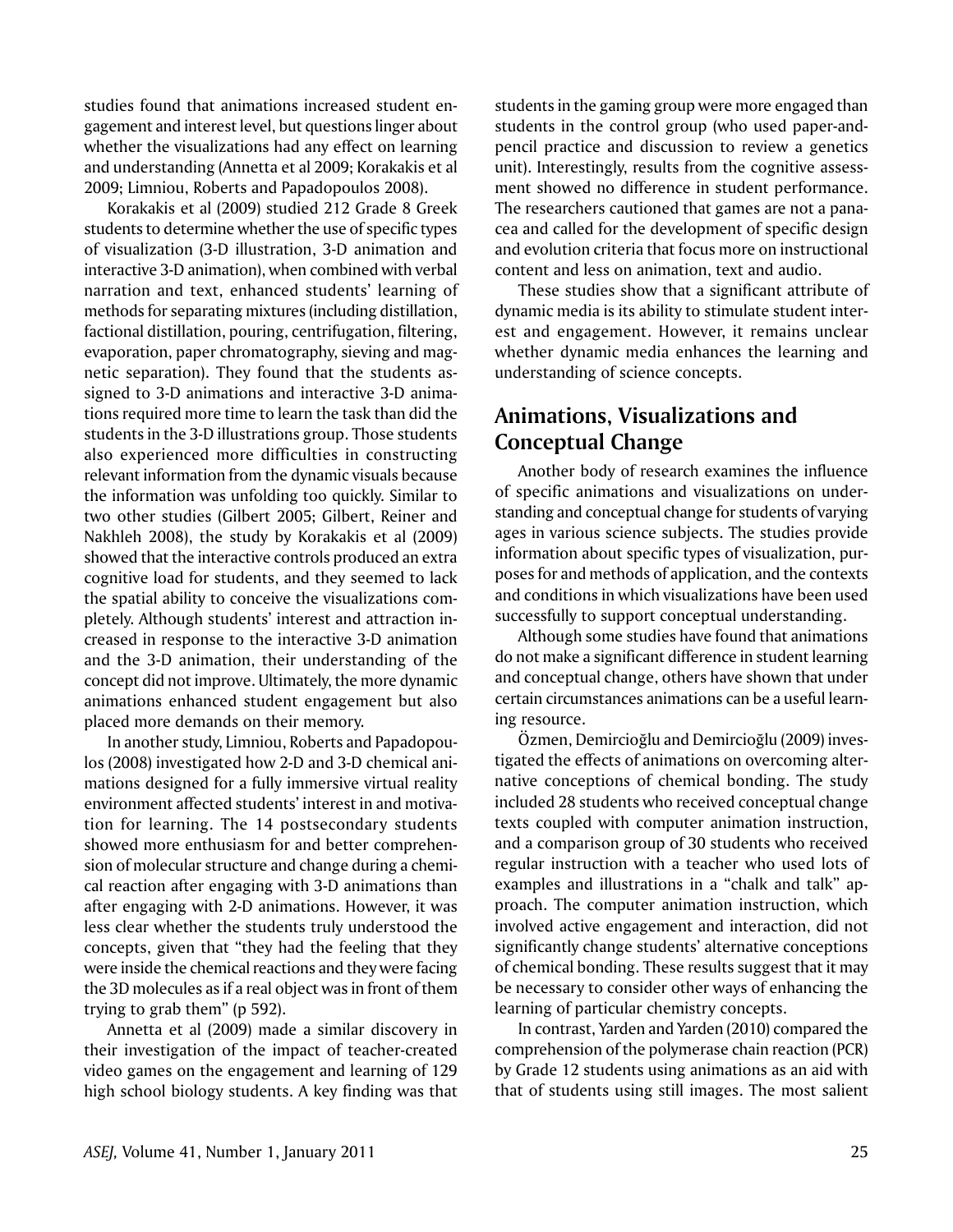studies found that animations increased student engagement and interest level, but questions linger about whether the visualizations had any effect on learning and understanding (Annetta et al 2009; Korakakis et al 2009; Limniou, Roberts and Papadopoulos 2008).

Korakakis et al (2009) studied 212 Grade 8 Greek students to determine whether the use of specific types of visualization (3-D illustration, 3-D animation and interactive 3-D animation), when combined with verbal narration and text, enhanced students' learning of methods for separating mixtures (including distillation, factional distillation, pouring, centrifugation, filtering, evaporation, paper chromatography, sieving and magnetic separation). They found that the students assigned to 3-D animations and interactive 3-D animations required more time to learn the task than did the students in the 3-D illustrations group. Those students also experienced more difficulties in constructing relevant information from the dynamic visuals because the information was unfolding too quickly. Similar to two other studies (Gilbert 2005; Gilbert, Reiner and Nakhleh 2008), the study by Korakakis et al (2009) showed that the interactive controls produced an extra cognitive load for students, and they seemed to lack the spatial ability to conceive the visualizations completely. Although students' interest and attraction increased in response to the interactive 3-D animation and the 3-D animation, their understanding of the concept did not improve. Ultimately, the more dynamic animations enhanced student engagement but also placed more demands on their memory.

In another study, Limniou, Roberts and Papadopoulos (2008) investigated how 2-D and 3-D chemical animations designed for a fully immersive virtual reality environment affected students' interest in and motivation for learning. The 14 postsecondary students showed more enthusiasm for and better comprehension of molecular structure and change during a chemical reaction after engaging with 3-D animations than after engaging with 2-D animations. However, it was less clear whether the students truly understood the concepts, given that "they had the feeling that they were inside the chemical reactions and they were facing the 3D molecules as if a real object was in front of them trying to grab them" (p 592).

Annetta et al (2009) made a similar discovery in their investigation of the impact of teacher-created video games on the engagement and learning of 129 high school biology students. A key finding was that students in the gaming group were more engaged than students in the control group (who used paper-and-pencil practice and discussion to review a genetics unit). Interestingly, results from the cognitive assessment showed no difference in student performance. The researchers cautioned that games are not a panacea and called for the development of specific design and evolution criteria that focus more on instructional content and less on animation, text and audio.

These studies show that a significant attribute of dynamic media is its ability to stimulate student interest and engagement. However, it remains unclear whether dynamic media enhances the learning and understanding of science concepts.

## Animations, Visualizations and Conceptual Change

Another body of research examines the influence of specific animations and visualizations on understanding and conceptual change for students of varying ages in various science subjects. The studies provide information about specific types of visualization, purposes for and methods of application, and the contexts and conditions in which visualizations have been used successfully to support conceptual understanding.

Although some studies have found that animations do not make a significant difference in student learning and conceptual change, others have shown that under certain circumstances animations can be a useful learning resource.

Özmen, Demircioğlu and Demircioğlu (2009) investigated the effects of animations on overcoming alternative conceptions of chemical bonding. The study included 28 students who received conceptual change texts coupled with computer animation instruction, and a comparison group of 30 students who received regular instruction with a teacher who used lots of examples and illustrations in a "chalk and talk" approach. The computer animation instruction, which involved active engagement and interaction, did not significantly change students' alternative conceptions of chemical bonding. These results suggest that it may be necessary to consider other ways of enhancing the learning of particular chemistry concepts.

In contrast, Yarden and Yarden (2010) compared the comprehension of the polymerase chain reaction (PCR) by Grade 12 students using animations as an aid with that of students using still images. The most salient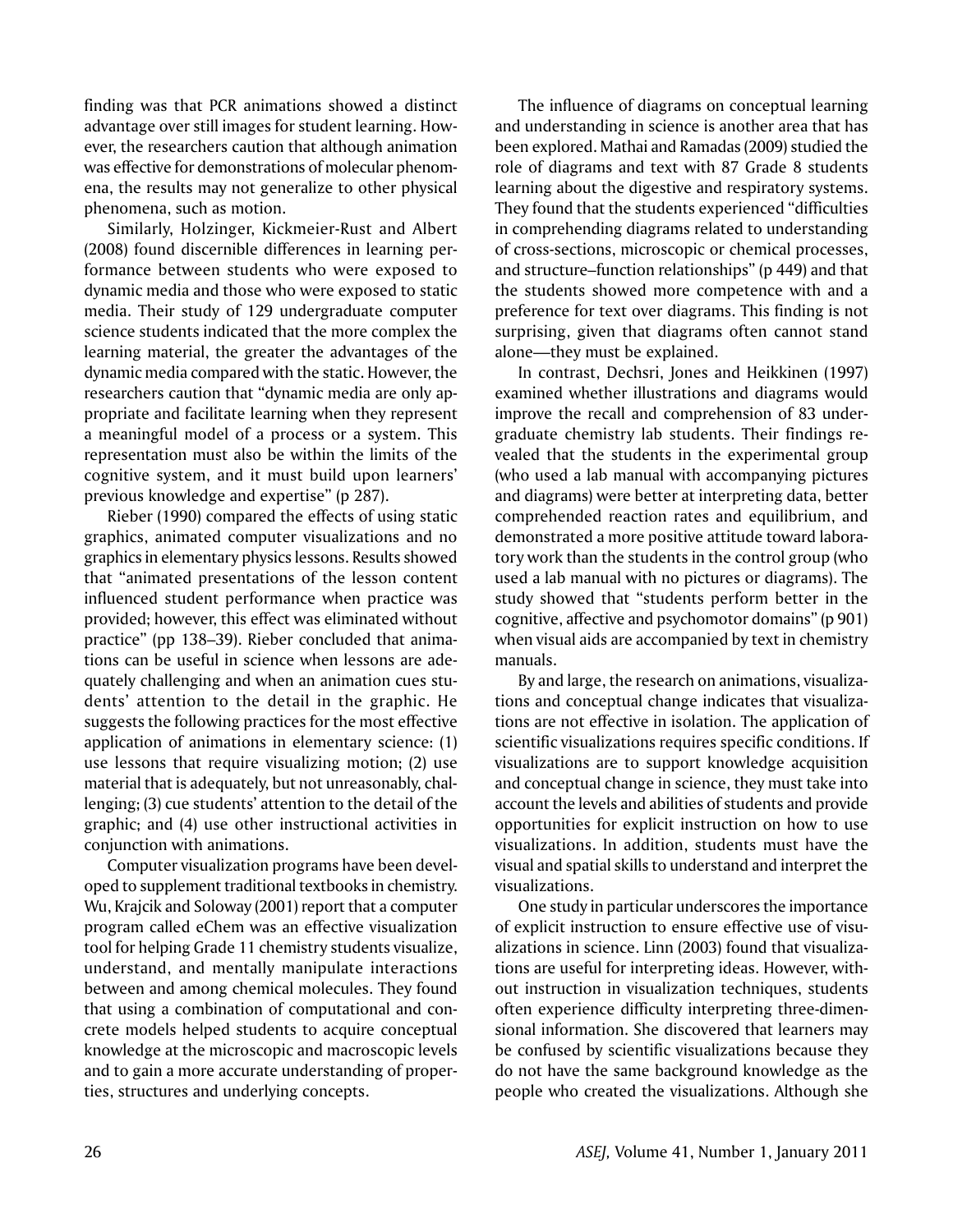finding was that PCR animations showed a distinct advantage over still images for student learning. However, the researchers caution that although animation was effective for demonstrations of molecular phenomena, the results may not generalize to other physical phenomena, such as motion.

Similarly, Holzinger, Kickmeier-Rust and Albert (2008) found discernible differences in learning performance between students who were exposed to dynamic media and those who were exposed to static media. Their study of 129 undergraduate computer science students indicated that the more complex the learning material, the greater the advantages of the dynamic media compared with the static. However, the researchers caution that "dynamic media are only appropriate and facilitate learning when they represent a meaningful model of a process or a system. This representation must also be within the limits of the cognitive system, and it must build upon learners' previous knowledge and expertise" (p 287).

Rieber (1990) compared the effects of using static graphics, animated computer visualizations and no graphics in elementary physics lessons. Results showed that "animated presentations of the lesson content influenced student performance when practice was provided; however, this effect was eliminated without practice" (pp 138–39). Rieber concluded that animations can be useful in science when lessons are adequately challenging and when an animation cues students' attention to the detail in the graphic. He suggests the following practices for the most effective application of animations in elementary science: (1) use lessons that require visualizing motion; (2) use material that is adequately, but not unreasonably, challenging; (3) cue students' attention to the detail of the graphic; and (4) use other instructional activities in conjunction with animations.

Computer visualization programs have been developed to supplement traditional textbooks in chemistry. Wu, Krajcik and Soloway (2001) report that a computer program called eChem was an effective visualization tool for helping Grade 11 chemistry students visualize, understand, and mentally manipulate interactions between and among chemical molecules. They found that using a combination of computational and concrete models helped students to acquire conceptual knowledge at the microscopic and macroscopic levels and to gain a more accurate understanding of properties, structures and underlying concepts.

The influence of diagrams on conceptual learning and understanding in science is another area that has been explored. Mathai and Ramadas (2009) studied the role of diagrams and text with 87 Grade 8 students learning about the digestive and respiratory systems. They found that the students experienced "difficulties in comprehending diagrams related to understanding of cross-sections, microscopic or chemical processes, and structure–function relationships" (p 449) and that the students showed more competence with and a preference for text over diagrams. This finding is not surprising, given that diagrams often cannot stand alone—they must be explained.

In contrast, Dechsri, Jones and Heikkinen (1997) examined whether illustrations and diagrams would improve the recall and comprehension of 83 undergraduate chemistry lab students. Their findings revealed that the students in the experimental group (who used a lab manual with accompanying pictures and diagrams) were better at interpreting data, better comprehended reaction rates and equilibrium, and demonstrated a more positive attitude toward laboratory work than the students in the control group (who used a lab manual with no pictures or diagrams). The study showed that "students perform better in the cognitive, affective and psychomotor domains" (p 901) when visual aids are accompanied by text in chemistry manuals.

By and large, the research on animations, visualizations and conceptual change indicates that visualizations are not effective in isolation. The application of scientific visualizations requires specific conditions. If visualizations are to support knowledge acquisition and conceptual change in science, they must take into account the levels and abilities of students and provide opportunities for explicit instruction on how to use visualizations. In addition, students must have the visual and spatial skills to understand and interpret the visualizations.

One study in particular underscores the importance of explicit instruction to ensure effective use of visualizations in science. Linn (2003) found that visualizations are useful for interpreting ideas. However, without instruction in visualization techniques, students often experience difficulty interpreting three-dimensional information. She discovered that learners may be confused by scientific visualizations because they do not have the same background knowledge as the people who created the visualizations. Although she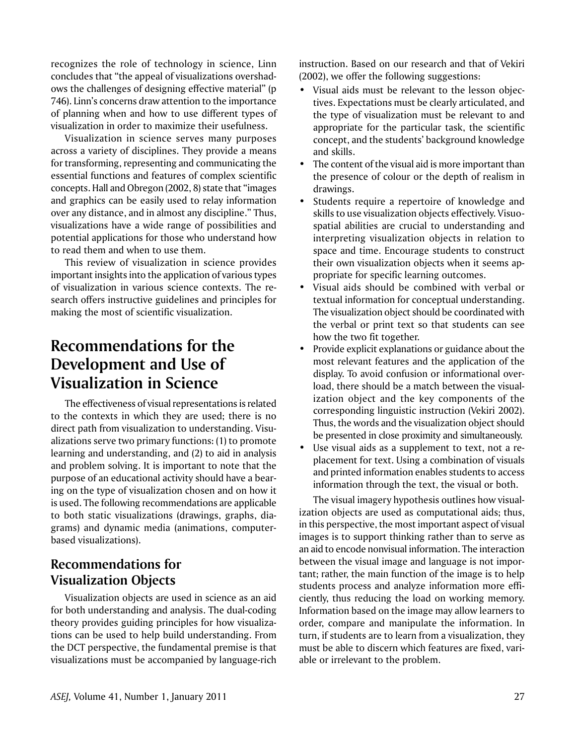recognizes the role of technology in science, Linn concludes that "the appeal of visualizations overshadows the challenges of designing effective material" (p 746). Linn's concerns draw attention to the importance of planning when and how to use different types of visualization in order to maximize their usefulness.

Visualization in science serves many purposes across a variety of disciplines. They provide a means for transforming, representing and communicating the essential functions and features of complex scientific concepts. Hall and Obregon (2002, 8) state that "images and graphics can be easily used to relay information over any distance, and in almost any discipline." Thus, visualizations have a wide range of possibilities and potential applications for those who understand how to read them and when to use them.

This review of visualization in science provides important insights into the application of various types of visualization in various science contexts. The research offers instructive guidelines and principles for making the most of scientific visualization.

# Recommendations for the Development and Use of Visualization in Science

The effectiveness of visual representations is related to the contexts in which they are used; there is no direct path from visualization to understanding. Visualizations serve two primary functions: (1) to promote learning and understanding, and (2) to aid in analysis and problem solving. It is important to note that the purpose of an educational activity should have a bearing on the type of visualization chosen and on how it is used. The following recommendations are applicable to both static visualizations (drawings, graphs, diagrams) and dynamic media (animations, computer-based visualizations).

## Recommendations for Visualization Objects

Visualization objects are used in science as an aid for both understanding and analysis. The dual-coding theory provides guiding principles for how visualizations can be used to help build understanding. From the DCT perspective, the fundamental premise is that visualizations must be accompanied by language-rich instruction. Based on our research and that of Vekiri (2002), we offer the following suggestions:

- Visual aids must be relevant to the lesson objectives. Expectations must be clearly articulated, and the type of visualization must be relevant to and appropriate for the particular task, the scientific concept, and the students' background knowledge and skills.
- The content of the visual aid is more important than the presence of colour or the depth of realism in drawings.
- Students require a repertoire of knowledge and skills to use visualization objects effectively. Visuospatial abilities are crucial to understanding and interpreting visualization objects in relation to space and time. Encourage students to construct their own visualization objects when it seems appropriate for specific learning outcomes.
- Visual aids should be combined with verbal or textual information for conceptual understanding. The visualization object should be coordinated with the verbal or print text so that students can see how the two fit together.
- Provide explicit explanations or guidance about the most relevant features and the application of the display. To avoid confusion or informational overload, there should be a match between the visualization object and the key components of the corresponding linguistic instruction (Vekiri 2002). Thus, the words and the visualization object should be presented in close proximity and simultaneously.
- Use visual aids as a supplement to text, not a replacement for text. Using a combination of visuals and printed information enables students to access information through the text, the visual or both.

The visual imagery hypothesis outlines how visualization objects are used as computational aids; thus, in this perspective, the most important aspect of visual images is to support thinking rather than to serve as an aid to encode nonvisual information. The interaction between the visual image and language is not important; rather, the main function of the image is to help students process and analyze information more efficiently, thus reducing the load on working memory. Information based on the image may allow learners to order, compare and manipulate the information. In turn, if students are to learn from a visualization, they must be able to discern which features are fixed, variable or irrelevant to the problem.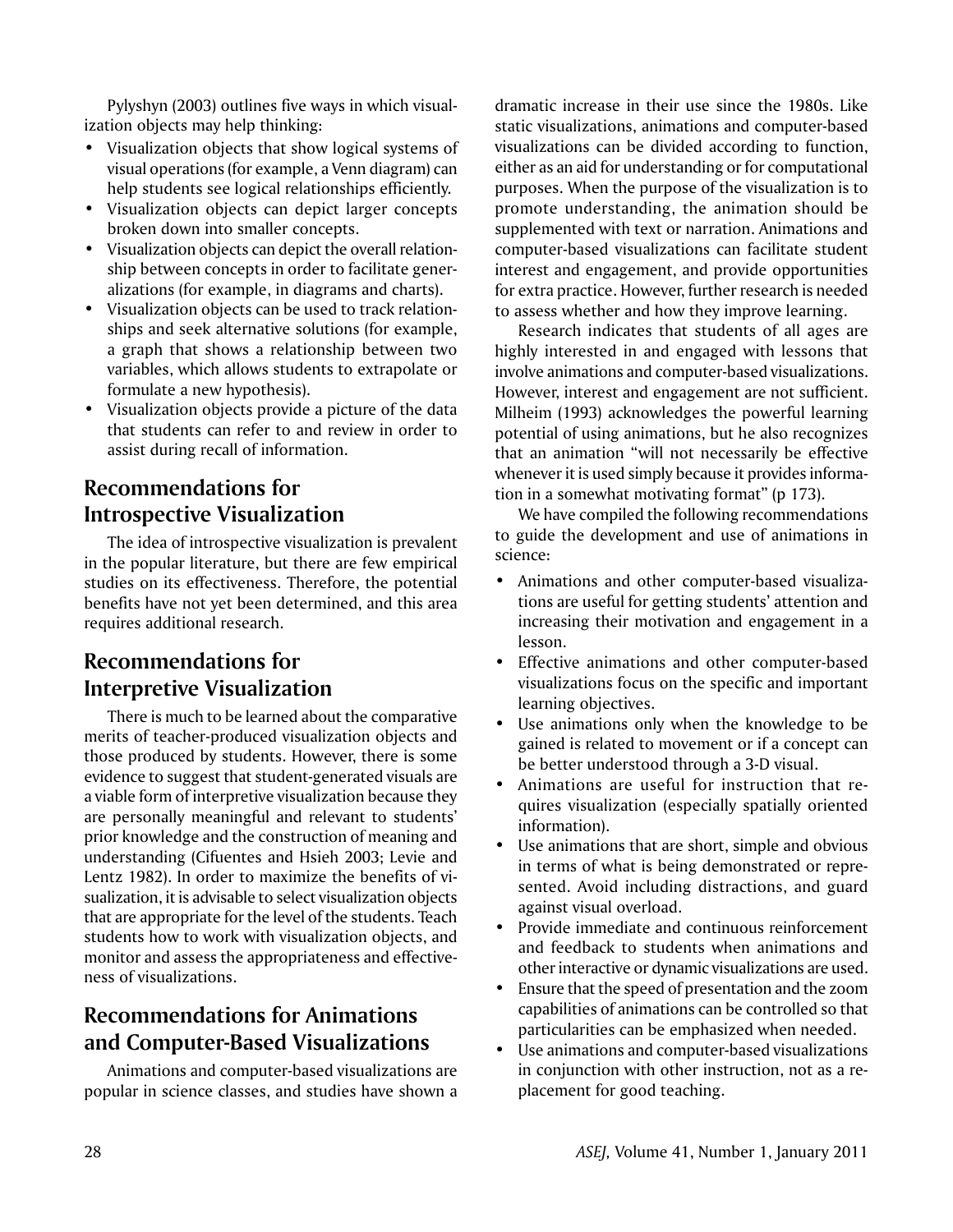Pylyshyn (2003) outlines five ways in which visualization objects may help thinking:

- Visualization objects that show logical systems of visual operations (for example, a Venn diagram) can help students see logical relationships efficiently.
- Visualization objects can depict larger concepts broken down into smaller concepts.
- Visualization objects can depict the overall relationship between concepts in order to facilitate generalizations (for example, in diagrams and charts).
- Visualization objects can be used to track relationships and seek alternative solutions (for example, a graph that shows a relationship between two variables, which allows students to extrapolate or formulate a new hypothesis).
- Visualization objects provide a picture of the data that students can refer to and review in order to assist during recall of information.

## Recommendations for Introspective Visualization

The idea of introspective visualization is prevalent in the popular literature, but there are few empirical studies on its effectiveness. Therefore, the potential benefits have not yet been determined, and this area requires additional research.

## Recommendations for Interpretive Visualization

There is much to be learned about the comparative merits of teacher-produced visualization objects and those produced by students. However, there is some evidence to suggest that student-generated visuals are a viable form of interpretive visualization because they are personally meaningful and relevant to students' prior knowledge and the construction of meaning and understanding (Cifuentes and Hsieh 2003; Levie and Lentz 1982). In order to maximize the benefits of visualization, it is advisable to select visualization objects that are appropriate for the level of the students. Teach students how to work with visualization objects, and monitor and assess the appropriateness and effectiveness of visualizations.

## Recommendations for Animations and Computer-Based Visualizations

Animations and computer-based visualizations are popular in science classes, and studies have shown a dramatic increase in their use since the 1980s. Like static visualizations, animations and computer-based visualizations can be divided according to function, either as an aid for understanding or for computational purposes. When the purpose of the visualization is to promote understanding, the animation should be supplemented with text or narration. Animations and computer-based visualizations can facilitate student interest and engagement, and provide opportunities for extra practice. However, further research is needed to assess whether and how they improve learning.

Research indicates that students of all ages are highly interested in and engaged with lessons that involve animations and computer-based visualizations. However, interest and engagement are not sufficient. Milheim (1993) acknowledges the powerful learning potential of using animations, but he also recognizes that an animation "will not necessarily be effective whenever it is used simply because it provides information in a somewhat motivating format" (p 173).

We have compiled the following recommendations to guide the development and use of animations in science:

- Animations and other computer-based visualizations are useful for getting students' attention and increasing their motivation and engagement in a lesson.
- Effective animations and other computer-based visualizations focus on the specific and important learning objectives.
- Use animations only when the knowledge to be gained is related to movement or if a concept can be better understood through a 3-D visual.
- Animations are useful for instruction that requires visualization (especially spatially oriented information).
- Use animations that are short, simple and obvious in terms of what is being demonstrated or represented. Avoid including distractions, and guard against visual overload.
- Provide immediate and continuous reinforcement and feedback to students when animations and other interactive or dynamic visualizations are used.
- Ensure that the speed of presentation and the zoom capabilities of animations can be controlled so that particularities can be emphasized when needed.
- Use animations and computer-based visualizations in conjunction with other instruction, not as a replacement for good teaching.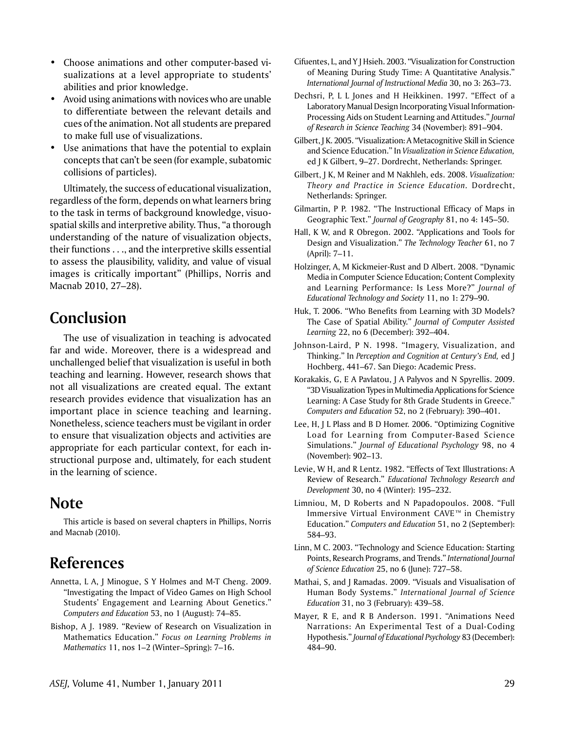- Choose animations and other computer-based visualizations at a level appropriate to students' abilities and prior knowledge.
- Avoid using animations with novices who are unable to differentiate between the relevant details and cues of the animation. Not all students are prepared to make full use of visualizations.
- Use animations that have the potential to explain concepts that can't be seen (for example, subatomic collisions of particles).

Ultimately, the success of educational visualization, regardless of the form, depends on what learners bring to the task in terms of background knowledge, visuospatial skills and interpretive ability. Thus, "a thorough understanding of the nature of visualization objects, their functions . . ., and the interpretive skills essential to assess the plausibility, validity, and value of visual images is critically important" (Phillips, Norris and Macnab 2010, 27–28).

## Conclusion

The use of visualization in teaching is advocated far and wide. Moreover, there is a widespread and unchallenged belief that visualization is useful in both teaching and learning. However, research shows that not all visualizations are created equal. The extant research provides evidence that visualization has an important place in science teaching and learning. Nonetheless, science teachers must be vigilant in order to ensure that visualization objects and activities are appropriate for each particular context, for each instructional purpose and, ultimately, for each student in the learning of science.

## Note

This article is based on several chapters in Phillips, Norris and Macnab (2010).

## References

Annetta, L A, J Minogue, S Y Holmes and M-T Cheng. 2009. "Investigating the Impact of Video Games on High School Students' Engagement and Learning About Genetics." *Computers and Education* 53, no 1 (August): 74–85.

Bishop, A J. 1989. "Review of Research on Visualization in Mathematics Education." *Focus on Learning Problems in Mathematics* 11, nos 1–2 (Winter–Spring): 7–16.

Cifuentes, L, and Y J Hsieh. 2003. "Visualization for Construction of Meaning During Study Time: A Quantitative Analysis." *International Journal of Instructional Media* 30, no 3: 263–73.

Dechsri, P, L L Jones and H Heikkinen. 1997. "Effect of a Laboratory Manual Design Incorporating Visual Information-Processing Aids on Student Learning and Attitudes." *Journal of Research in Science Teaching* 34 (November): 891–904.

Gilbert, J K. 2005. "Visualization: A Metacognitive Skill in Science and Science Education." In *Visualization in Science Education,* ed J K Gilbert, 9–27. Dordrecht, Netherlands: Springer.

Gilbert, J K, M Reiner and M Nakhleh, eds. 2008. *Visualization: Theory and Practice in Science Education*. Dordrecht, Netherlands: Springer.

Gilmartin, P P. 1982. "The Instructional Efficacy of Maps in Geographic Text." *Journal of Geography* 81, no 4: 145–50.

Hall, K W, and R Obregon. 2002. "Applications and Tools for Design and Visualization." *The Technology Teacher* 61, no 7 (April): 7–11.

Holzinger, A, M Kickmeier-Rust and D Albert. 2008. "Dynamic Media in Computer Science Education; Content Complexity and Learning Performance: Is Less More?" *Journal of Educational Technology and Society* 11, no 1: 279–90.

Huk, T. 2006. "Who Benefits from Learning with 3D Models? The Case of Spatial Ability." *Journal of Computer Assisted Learning* 22, no 6 (December): 392–404.

Johnson-Laird, P N. 1998. "Imagery, Visualization, and Thinking." In *Perception and Cognition at Century's End,* ed J Hochberg, 441–67. San Diego: Academic Press.

Korakakis, G, E A Pavlatou, J A Palyvos and N Spyrellis. 2009. "3D Visualization Types in Multimedia Applications for Science Learning: A Case Study for 8th Grade Students in Greece." *Computers and Education* 52, no 2 (February): 390–401.

Lee, H, J L Plass and B D Homer. 2006. "Optimizing Cognitive Load for Learning from Computer-Based Science Simulations." *Journal of Educational Psychology* 98, no 4 (November): 902–13.

Levie, W H, and R Lentz. 1982. "Effects of Text Illustrations: A Review of Research." *Educational Technology Research and Development* 30, no 4 (Winter): 195–232.

Limniou, M, D Roberts and N Papadopoulos. 2008. "Full Immersive Virtual Environment CAVE™ in Chemistry Education." *Computers and Education* 51, no 2 (September): 584–93.

Linn, M C. 2003. "Technology and Science Education: Starting Points, Research Programs, and Trends." *International Journal of Science Education* 25, no 6 (June): 727–58.

Mathai, S, and J Ramadas. 2009. "Visuals and Visualisation of Human Body Systems." *International Journal of Science Education* 31, no 3 (February): 439–58.

Mayer, R E, and R B Anderson. 1991. "Animations Need Narrations: An Experimental Test of a Dual-Coding Hypothesis." *Journal of Educational Psychology* 83 (December): 484–90.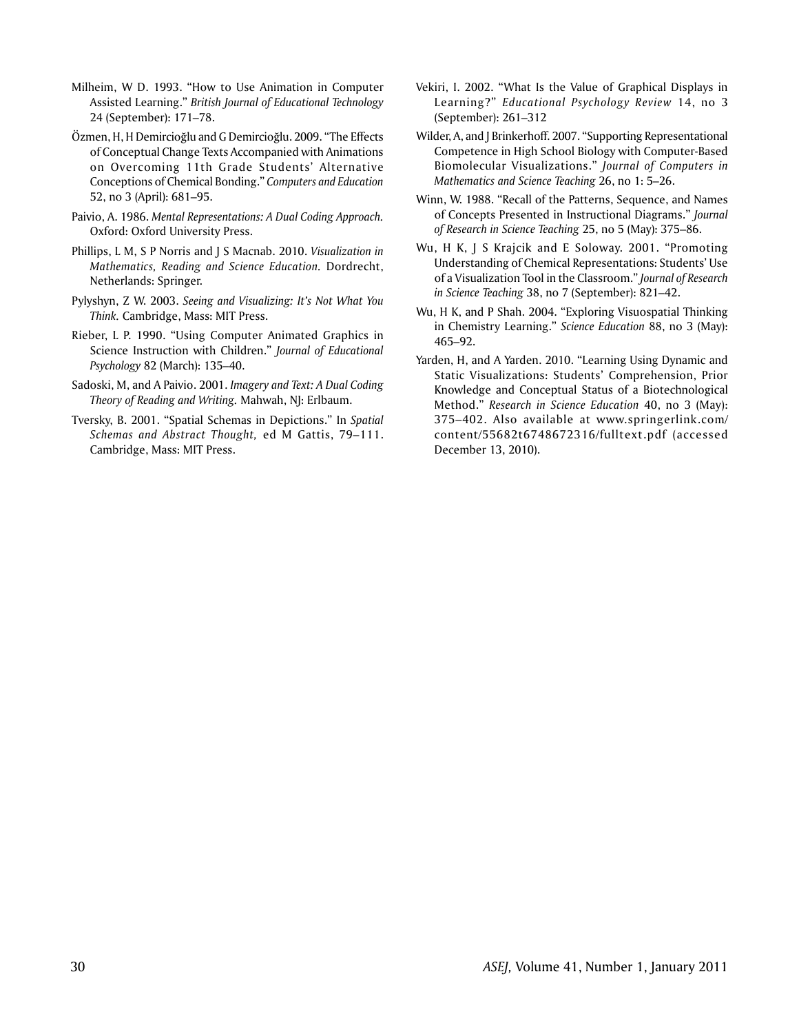Milheim, W D. 1993. "How to Use Animation in Computer Assisted Learning." *British Journal of Educational Technology* 24 (September): 171–78.

Özmen, H, H Demircioğlu and G Demircioğlu. 2009. "The Effects of Conceptual Change Texts Accompanied with Animations on Overcoming 11th Grade Students' Alternative Conceptions of Chemical Bonding." *Computers and Education* 52, no 3 (April): 681–95.

Paivio, A. 1986. *Mental Representations: A Dual Coding Approach.* Oxford: Oxford University Press.

Phillips, L M, S P Norris and J S Macnab. 2010. *Visualization in Mathematics, Reading and Science Education.* Dordrecht, Netherlands: Springer.

Pylyshyn, Z W. 2003. *Seeing and Visualizing: It's Not What You Think.* Cambridge, Mass: MIT Press.

Rieber, L P. 1990. "Using Computer Animated Graphics in Science Instruction with Children." *Journal of Educational Psychology* 82 (March): 135–40.

Sadoski, M, and A Paivio. 2001. *Imagery and Text: A Dual Coding Theory of Reading and Writing.* Mahwah, NJ: Erlbaum.

Tversky, B. 2001. "Spatial Schemas in Depictions." In *Spatial Schemas and Abstract Thought,* ed M Gattis, 79–111. Cambridge, Mass: MIT Press.

Vekiri, I. 2002. "What Is the Value of Graphical Displays in Learning?" *Educational Psychology Review* 14, no 3 (September): 261–312

Wilder, A, and J Brinkerhoff. 2007. "Supporting Representational Competence in High School Biology with Computer-Based Biomolecular Visualizations." *Journal of Computers in Mathematics and Science Teaching* 26, no 1: 5–26.

Winn, W. 1988. "Recall of the Patterns, Sequence, and Names of Concepts Presented in Instructional Diagrams." *Journal of Research in Science Teaching* 25, no 5 (May): 375–86.

Wu, H K, J S Krajcik and E Soloway. 2001. "Promoting Understanding of Chemical Representations: Students' Use of a Visualization Tool in the Classroom." *Journal of Research in Science Teaching* 38, no 7 (September): 821–42.

Wu, H K, and P Shah. 2004. "Exploring Visuospatial Thinking in Chemistry Learning." *Science Education* 88, no 3 (May): 465–92.

Yarden, H, and A Yarden. 2010. "Learning Using Dynamic and Static Visualizations: Students' Comprehension, Prior Knowledge and Conceptual Status of a Biotechnological Method." *Research in Science Education* 40, no 3 (May): 375–402. Also available at www.springerlink.com/content/55682t6748672316/fulltext.pdf (accessed December 13, 2010).